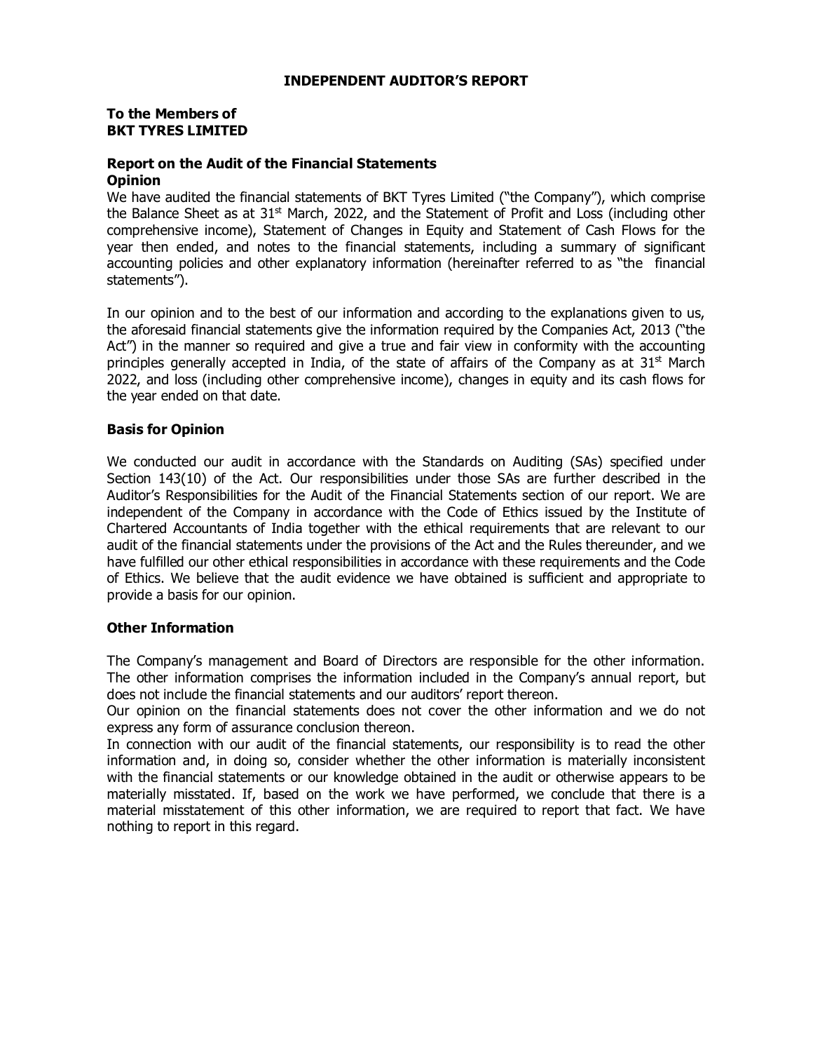# INDEPENDENT AUDITOR'S REPORT

**To the Members of**
**BKT TYRES LIMITED**

## Report on the Audit of the Financial Statements

### Opinion

We have audited the financial statements of BKT Tyres Limited ("the Company"), which comprise the Balance Sheet as at 31st March, 2022, and the Statement of Profit and Loss (including other comprehensive income), Statement of Changes in Equity and Statement of Cash Flows for the year then ended, and notes to the financial statements, including a summary of significant accounting policies and other explanatory information (hereinafter referred to as "the financial statements").

In our opinion and to the best of our information and according to the explanations given to us, the aforesaid financial statements give the information required by the Companies Act, 2013 ("the Act") in the manner so required and give a true and fair view in conformity with the accounting principles generally accepted in India, of the state of affairs of the Company as at 31st March 2022, and loss (including other comprehensive income), changes in equity and its cash flows for the year ended on that date.

### Basis for Opinion

We conducted our audit in accordance with the Standards on Auditing (SAs) specified under Section 143(10) of the Act. Our responsibilities under those SAs are further described in the Auditor's Responsibilities for the Audit of the Financial Statements section of our report. We are independent of the Company in accordance with the Code of Ethics issued by the Institute of Chartered Accountants of India together with the ethical requirements that are relevant to our audit of the financial statements under the provisions of the Act and the Rules thereunder, and we have fulfilled our other ethical responsibilities in accordance with these requirements and the Code of Ethics. We believe that the audit evidence we have obtained is sufficient and appropriate to provide a basis for our opinion.

### Other Information

The Company's management and Board of Directors are responsible for the other information. The other information comprises the information included in the Company's annual report, but does not include the financial statements and our auditors' report thereon.

Our opinion on the financial statements does not cover the other information and we do not express any form of assurance conclusion thereon.

In connection with our audit of the financial statements, our responsibility is to read the other information and, in doing so, consider whether the other information is materially inconsistent with the financial statements or our knowledge obtained in the audit or otherwise appears to be materially misstated. If, based on the work we have performed, we conclude that there is a material misstatement of this other information, we are required to report that fact. We have nothing to report in this regard.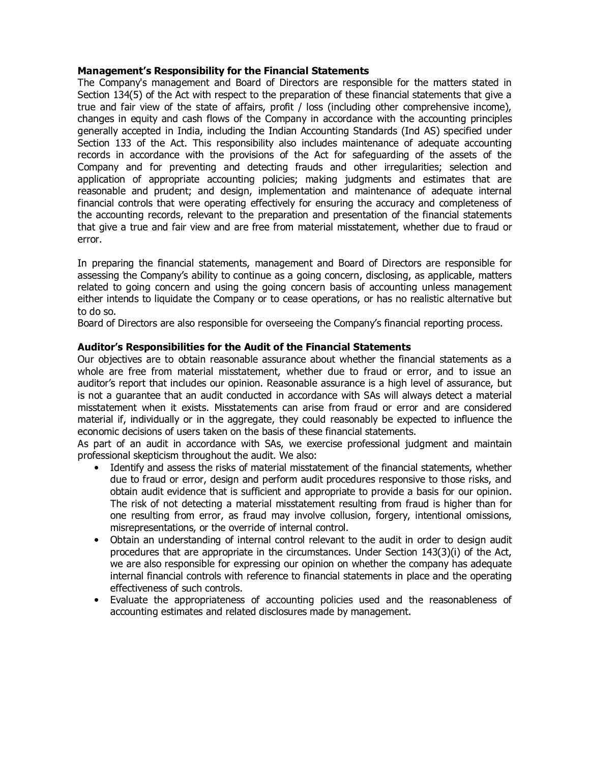**Management's Responsibility for the Financial Statements**

The Company's management and Board of Directors are responsible for the matters stated in Section 134(5) of the Act with respect to the preparation of these financial statements that give a true and fair view of the state of affairs, profit / loss (including other comprehensive income), changes in equity and cash flows of the Company in accordance with the accounting principles generally accepted in India, including the Indian Accounting Standards (Ind AS) specified under Section 133 of the Act. This responsibility also includes maintenance of adequate accounting records in accordance with the provisions of the Act for safeguarding of the assets of the Company and for preventing and detecting frauds and other irregularities; selection and application of appropriate accounting policies; making judgments and estimates that are reasonable and prudent; and design, implementation and maintenance of adequate internal financial controls that were operating effectively for ensuring the accuracy and completeness of the accounting records, relevant to the preparation and presentation of the financial statements that give a true and fair view and are free from material misstatement, whether due to fraud or error.

In preparing the financial statements, management and Board of Directors are responsible for assessing the Company's ability to continue as a going concern, disclosing, as applicable, matters related to going concern and using the going concern basis of accounting unless management either intends to liquidate the Company or to cease operations, or has no realistic alternative but to do so.

Board of Directors are also responsible for overseeing the Company's financial reporting process.

**Auditor's Responsibilities for the Audit of the Financial Statements**

Our objectives are to obtain reasonable assurance about whether the financial statements as a whole are free from material misstatement, whether due to fraud or error, and to issue an auditor's report that includes our opinion. Reasonable assurance is a high level of assurance, but is not a guarantee that an audit conducted in accordance with SAs will always detect a material misstatement when it exists. Misstatements can arise from fraud or error and are considered material if, individually or in the aggregate, they could reasonably be expected to influence the economic decisions of users taken on the basis of these financial statements.

As part of an audit in accordance with SAs, we exercise professional judgment and maintain professional skepticism throughout the audit. We also:

- Identify and assess the risks of material misstatement of the financial statements, whether due to fraud or error, design and perform audit procedures responsive to those risks, and obtain audit evidence that is sufficient and appropriate to provide a basis for our opinion. The risk of not detecting a material misstatement resulting from fraud is higher than for one resulting from error, as fraud may involve collusion, forgery, intentional omissions, misrepresentations, or the override of internal control.
- Obtain an understanding of internal control relevant to the audit in order to design audit procedures that are appropriate in the circumstances. Under Section 143(3)(i) of the Act, we are also responsible for expressing our opinion on whether the company has adequate internal financial controls with reference to financial statements in place and the operating effectiveness of such controls.
- Evaluate the appropriateness of accounting policies used and the reasonableness of accounting estimates and related disclosures made by management.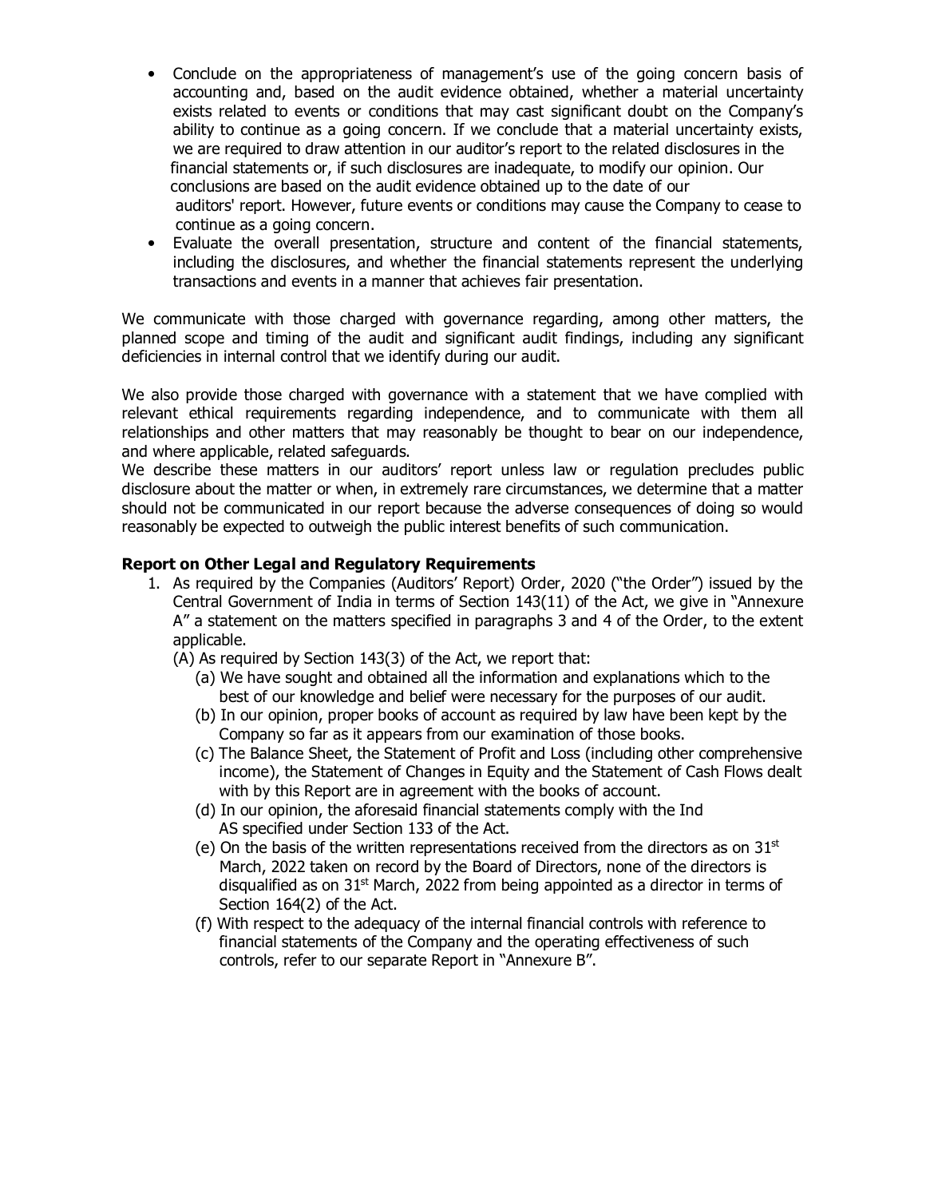- Conclude on the appropriateness of management's use of the going concern basis of accounting and, based on the audit evidence obtained, whether a material uncertainty exists related to events or conditions that may cast significant doubt on the Company's ability to continue as a going concern. If we conclude that a material uncertainty exists, we are required to draw attention in our auditor's report to the related disclosures in the financial statements or, if such disclosures are inadequate, to modify our opinion. Our conclusions are based on the audit evidence obtained up to the date of our auditors' report. However, future events or conditions may cause the Company to cease to continue as a going concern.
- Evaluate the overall presentation, structure and content of the financial statements, including the disclosures, and whether the financial statements represent the underlying transactions and events in a manner that achieves fair presentation.

We communicate with those charged with governance regarding, among other matters, the planned scope and timing of the audit and significant audit findings, including any significant deficiencies in internal control that we identify during our audit.

We also provide those charged with governance with a statement that we have complied with relevant ethical requirements regarding independence, and to communicate with them all relationships and other matters that may reasonably be thought to bear on our independence, and where applicable, related safeguards.
We describe these matters in our auditors' report unless law or regulation precludes public disclosure about the matter or when, in extremely rare circumstances, we determine that a matter should not be communicated in our report because the adverse consequences of doing so would reasonably be expected to outweigh the public interest benefits of such communication.

**Report on Other Legal and Regulatory Requirements**

1. As required by the Companies (Auditors' Report) Order, 2020 ("the Order") issued by the Central Government of India in terms of Section 143(11) of the Act, we give in "Annexure A" a statement on the matters specified in paragraphs 3 and 4 of the Order, to the extent applicable.

   (A) As required by Section 143(3) of the Act, we report that:

   (a) We have sought and obtained all the information and explanations which to the best of our knowledge and belief were necessary for the purposes of our audit.

   (b) In our opinion, proper books of account as required by law have been kept by the Company so far as it appears from our examination of those books.

   (c) The Balance Sheet, the Statement of Profit and Loss (including other comprehensive income), the Statement of Changes in Equity and the Statement of Cash Flows dealt with by this Report are in agreement with the books of account.

   (d) In our opinion, the aforesaid financial statements comply with the Ind AS specified under Section 133 of the Act.

   (e) On the basis of the written representations received from the directors as on 31st March, 2022 taken on record by the Board of Directors, none of the directors is disqualified as on 31st March, 2022 from being appointed as a director in terms of Section 164(2) of the Act.

   (f) With respect to the adequacy of the internal financial controls with reference to financial statements of the Company and the operating effectiveness of such controls, refer to our separate Report in "Annexure B".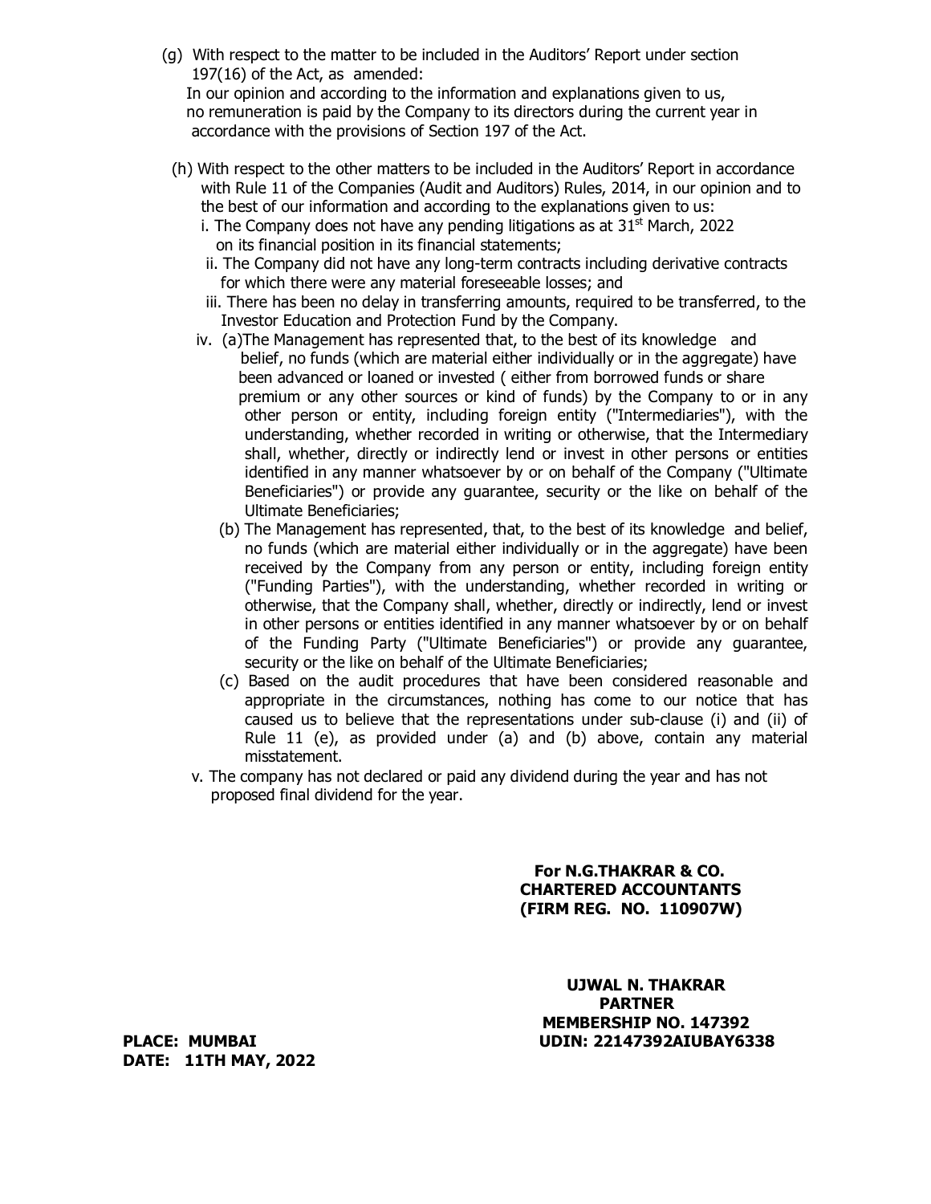(g) With respect to the matter to be included in the Auditors' Report under section 197(16) of the Act, as amended:
In our opinion and according to the information and explanations given to us, no remuneration is paid by the Company to its directors during the current year in accordance with the provisions of Section 197 of the Act.

(h) With respect to the other matters to be included in the Auditors' Report in accordance with Rule 11 of the Companies (Audit and Auditors) Rules, 2014, in our opinion and to the best of our information and according to the explanations given to us:

i. The Company does not have any pending litigations as at 31st March, 2022 on its financial position in its financial statements;

ii. The Company did not have any long-term contracts including derivative contracts for which there were any material foreseeable losses; and

iii. There has been no delay in transferring amounts, required to be transferred, to the Investor Education and Protection Fund by the Company.

iv. (a) The Management has represented that, to the best of its knowledge and belief, no funds (which are material either individually or in the aggregate) have been advanced or loaned or invested ( either from borrowed funds or share premium or any other sources or kind of funds) by the Company to or in any other person or entity, including foreign entity ("Intermediaries"), with the understanding, whether recorded in writing or otherwise, that the Intermediary shall, whether, directly or indirectly lend or invest in other persons or entities identified in any manner whatsoever by or on behalf of the Company ("Ultimate Beneficiaries") or provide any guarantee, security or the like on behalf of the Ultimate Beneficiaries;

(b) The Management has represented, that, to the best of its knowledge and belief, no funds (which are material either individually or in the aggregate) have been received by the Company from any person or entity, including foreign entity ("Funding Parties"), with the understanding, whether recorded in writing or otherwise, that the Company shall, whether, directly or indirectly, lend or invest in other persons or entities identified in any manner whatsoever by or on behalf of the Funding Party ("Ultimate Beneficiaries") or provide any guarantee, security or the like on behalf of the Ultimate Beneficiaries;

(c) Based on the audit procedures that have been considered reasonable and appropriate in the circumstances, nothing has come to our notice that has caused us to believe that the representations under sub-clause (i) and (ii) of Rule 11 (e), as provided under (a) and (b) above, contain any material misstatement.

v. The company has not declared or paid any dividend during the year and has not proposed final dividend for the year.

**For N.G.THAKRAR & CO.**
**CHARTERED ACCOUNTANTS**
**(FIRM REG. NO. 110907W)**

**UJWAL N. THAKRAR**
**PARTNER**
**MEMBERSHIP NO. 147392**
**UDIN: 22147392AIUBAY6338**

**PLACE: MUMBAI**
**DATE: 11TH MAY, 2022**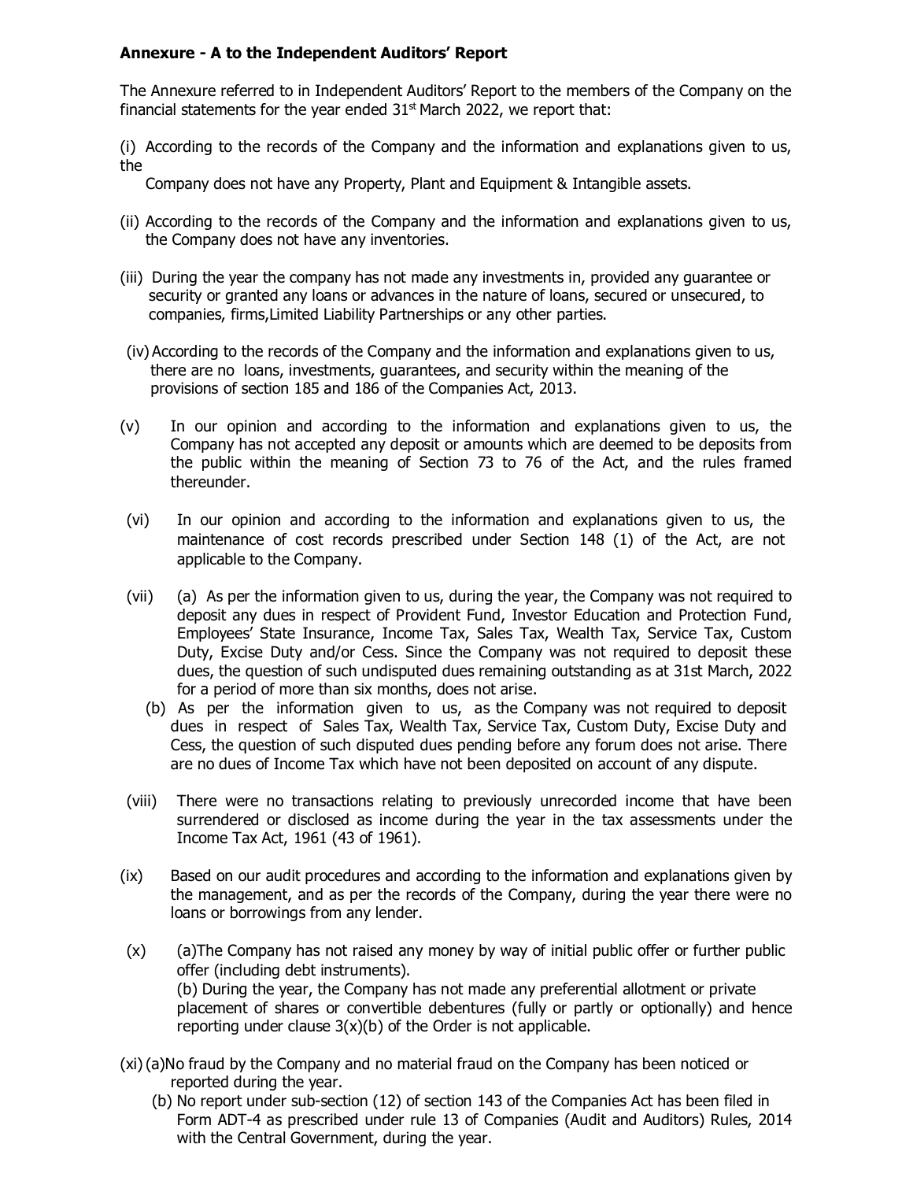**Annexure - A to the Independent Auditors' Report**

The Annexure referred to in Independent Auditors' Report to the members of the Company on the financial statements for the year ended 31st March 2022, we report that:

(i) According to the records of the Company and the information and explanations given to us, the Company does not have any Property, Plant and Equipment & Intangible assets.

(ii) According to the records of the Company and the information and explanations given to us, the Company does not have any inventories.

(iii) During the year the company has not made any investments in, provided any guarantee or security or granted any loans or advances in the nature of loans, secured or unsecured, to companies, firms,Limited Liability Partnerships or any other parties.

(iv) According to the records of the Company and the information and explanations given to us, there are no loans, investments, guarantees, and security within the meaning of the provisions of section 185 and 186 of the Companies Act, 2013.

(v) In our opinion and according to the information and explanations given to us, the Company has not accepted any deposit or amounts which are deemed to be deposits from the public within the meaning of Section 73 to 76 of the Act, and the rules framed thereunder.

(vi) In our opinion and according to the information and explanations given to us, the maintenance of cost records prescribed under Section 148 (1) of the Act, are not applicable to the Company.

(vii) (a) As per the information given to us, during the year, the Company was not required to deposit any dues in respect of Provident Fund, Investor Education and Protection Fund, Employees' State Insurance, Income Tax, Sales Tax, Wealth Tax, Service Tax, Custom Duty, Excise Duty and/or Cess. Since the Company was not required to deposit these dues, the question of such undisputed dues remaining outstanding as at 31st March, 2022 for a period of more than six months, does not arise.

(b) As per the information given to us, as the Company was not required to deposit dues in respect of Sales Tax, Wealth Tax, Service Tax, Custom Duty, Excise Duty and Cess, the question of such disputed dues pending before any forum does not arise. There are no dues of Income Tax which have not been deposited on account of any dispute.

(viii) There were no transactions relating to previously unrecorded income that have been surrendered or disclosed as income during the year in the tax assessments under the Income Tax Act, 1961 (43 of 1961).

(ix) Based on our audit procedures and according to the information and explanations given by the management, and as per the records of the Company, during the year there were no loans or borrowings from any lender.

(x) (a)The Company has not raised any money by way of initial public offer or further public offer (including debt instruments).
(b) During the year, the Company has not made any preferential allotment or private placement of shares or convertible debentures (fully or partly or optionally) and hence reporting under clause 3(x)(b) of the Order is not applicable.

(xi) (a)No fraud by the Company and no material fraud on the Company has been noticed or reported during the year.

(b) No report under sub-section (12) of section 143 of the Companies Act has been filed in Form ADT-4 as prescribed under rule 13 of Companies (Audit and Auditors) Rules, 2014 with the Central Government, during the year.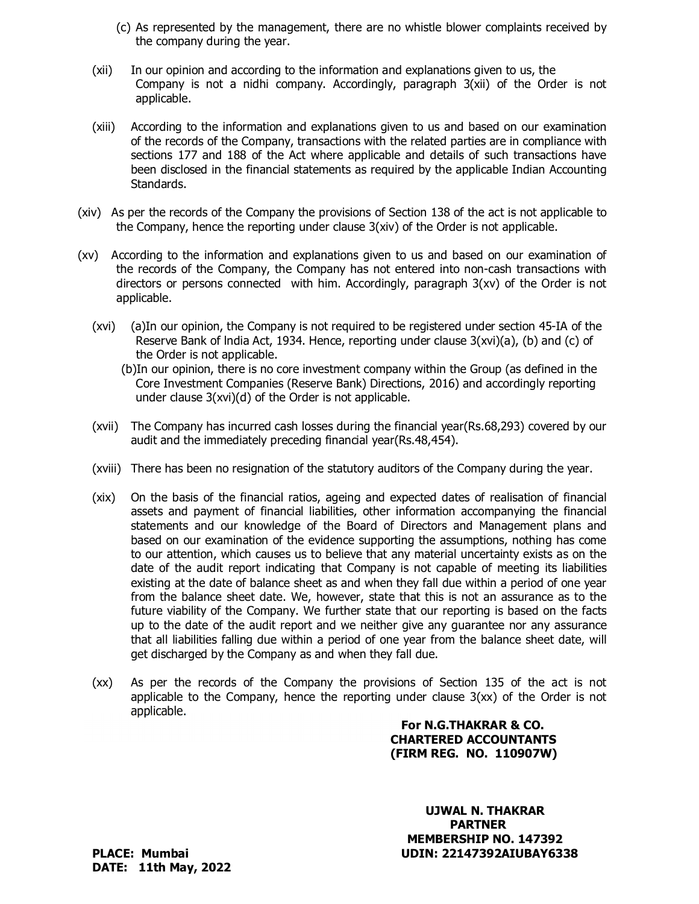(c) As represented by the management, there are no whistle blower complaints received by the company during the year.

(xii) In our opinion and according to the information and explanations given to us, the Company is not a nidhi company. Accordingly, paragraph 3(xii) of the Order is not applicable.

(xiii) According to the information and explanations given to us and based on our examination of the records of the Company, transactions with the related parties are in compliance with sections 177 and 188 of the Act where applicable and details of such transactions have been disclosed in the financial statements as required by the applicable Indian Accounting Standards.

(xiv) As per the records of the Company the provisions of Section 138 of the act is not applicable to the Company, hence the reporting under clause 3(xiv) of the Order is not applicable.

(xv) According to the information and explanations given to us and based on our examination of the records of the Company, the Company has not entered into non-cash transactions with directors or persons connected with him. Accordingly, paragraph 3(xv) of the Order is not applicable.

(xvi) (a)In our opinion, the Company is not required to be registered under section 45-IA of the Reserve Bank of India Act, 1934. Hence, reporting under clause 3(xvi)(a), (b) and (c) of the Order is not applicable.

(b)In our opinion, there is no core investment company within the Group (as defined in the Core Investment Companies (Reserve Bank) Directions, 2016) and accordingly reporting under clause 3(xvi)(d) of the Order is not applicable.

(xvii) The Company has incurred cash losses during the financial year(Rs.68,293) covered by our audit and the immediately preceding financial year(Rs.48,454).

(xviii) There has been no resignation of the statutory auditors of the Company during the year.

(xix) On the basis of the financial ratios, ageing and expected dates of realisation of financial assets and payment of financial liabilities, other information accompanying the financial statements and our knowledge of the Board of Directors and Management plans and based on our examination of the evidence supporting the assumptions, nothing has come to our attention, which causes us to believe that any material uncertainty exists as on the date of the audit report indicating that Company is not capable of meeting its liabilities existing at the date of balance sheet as and when they fall due within a period of one year from the balance sheet date. We, however, state that this is not an assurance as to the future viability of the Company. We further state that our reporting is based on the facts up to the date of the audit report and we neither give any guarantee nor any assurance that all liabilities falling due within a period of one year from the balance sheet date, will get discharged by the Company as and when they fall due.

(xx) As per the records of the Company the provisions of Section 135 of the act is not applicable to the Company, hence the reporting under clause 3(xx) of the Order is not applicable.

**For N.G.THAKRAR & CO.**
**CHARTERED ACCOUNTANTS**
**(FIRM REG. NO. 110907W)**

**UJWAL N. THAKRAR**
**PARTNER**
**MEMBERSHIP NO. 147392**
**UDIN: 22147392AIUBAY6338**

**PLACE: Mumbai**
**DATE: 11th May, 2022**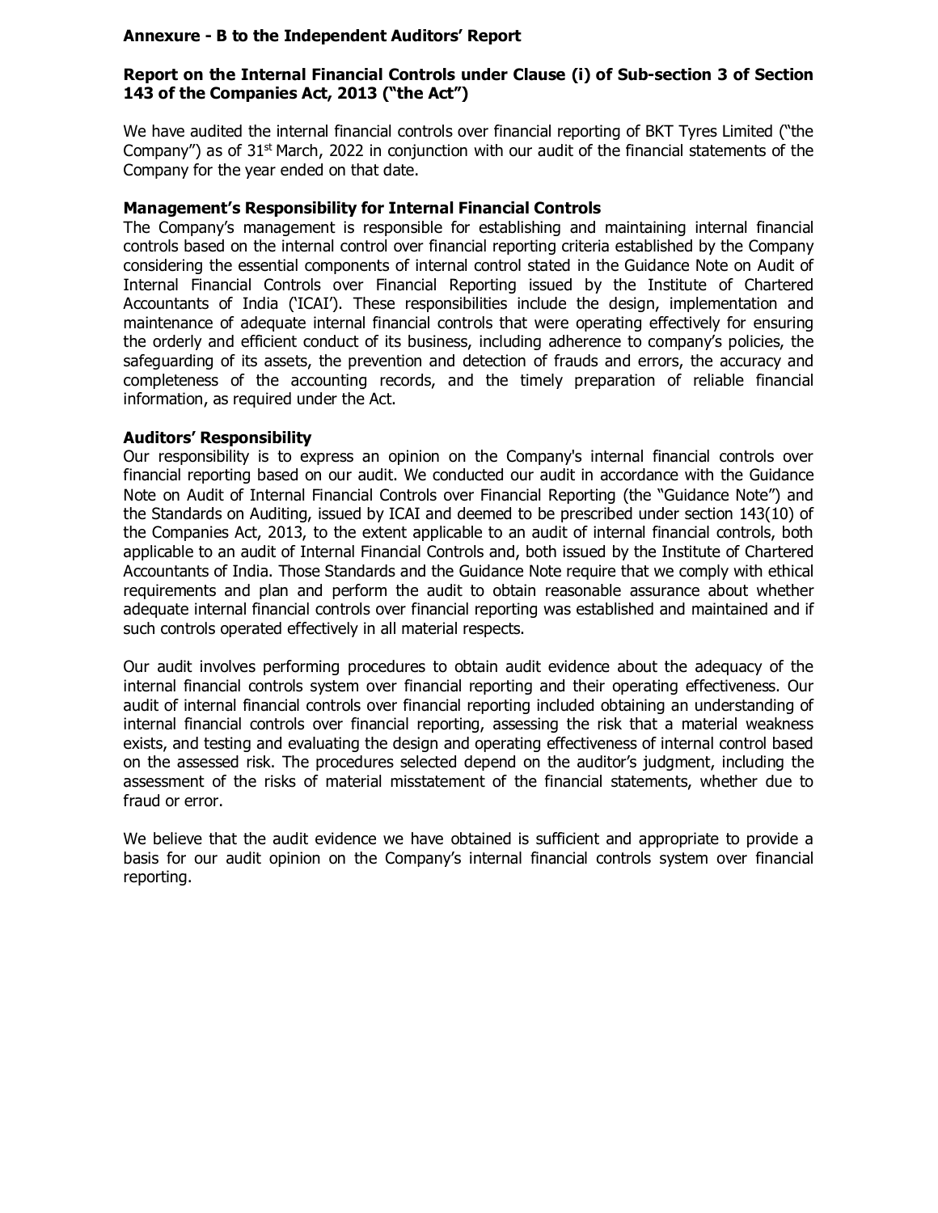**Annexure - B to the Independent Auditors' Report**

**Report on the Internal Financial Controls under Clause (i) of Sub-section 3 of Section 143 of the Companies Act, 2013 ("the Act")**

We have audited the internal financial controls over financial reporting of BKT Tyres Limited ("the Company") as of 31st March, 2022 in conjunction with our audit of the financial statements of the Company for the year ended on that date.

**Management's Responsibility for Internal Financial Controls**

The Company's management is responsible for establishing and maintaining internal financial controls based on the internal control over financial reporting criteria established by the Company considering the essential components of internal control stated in the Guidance Note on Audit of Internal Financial Controls over Financial Reporting issued by the Institute of Chartered Accountants of India ('ICAI'). These responsibilities include the design, implementation and maintenance of adequate internal financial controls that were operating effectively for ensuring the orderly and efficient conduct of its business, including adherence to company's policies, the safeguarding of its assets, the prevention and detection of frauds and errors, the accuracy and completeness of the accounting records, and the timely preparation of reliable financial information, as required under the Act.

**Auditors' Responsibility**

Our responsibility is to express an opinion on the Company's internal financial controls over financial reporting based on our audit. We conducted our audit in accordance with the Guidance Note on Audit of Internal Financial Controls over Financial Reporting (the "Guidance Note") and the Standards on Auditing, issued by ICAI and deemed to be prescribed under section 143(10) of the Companies Act, 2013, to the extent applicable to an audit of internal financial controls, both applicable to an audit of Internal Financial Controls and, both issued by the Institute of Chartered Accountants of India. Those Standards and the Guidance Note require that we comply with ethical requirements and plan and perform the audit to obtain reasonable assurance about whether adequate internal financial controls over financial reporting was established and maintained and if such controls operated effectively in all material respects.

Our audit involves performing procedures to obtain audit evidence about the adequacy of the internal financial controls system over financial reporting and their operating effectiveness. Our audit of internal financial controls over financial reporting included obtaining an understanding of internal financial controls over financial reporting, assessing the risk that a material weakness exists, and testing and evaluating the design and operating effectiveness of internal control based on the assessed risk. The procedures selected depend on the auditor's judgment, including the assessment of the risks of material misstatement of the financial statements, whether due to fraud or error.

We believe that the audit evidence we have obtained is sufficient and appropriate to provide a basis for our audit opinion on the Company's internal financial controls system over financial reporting.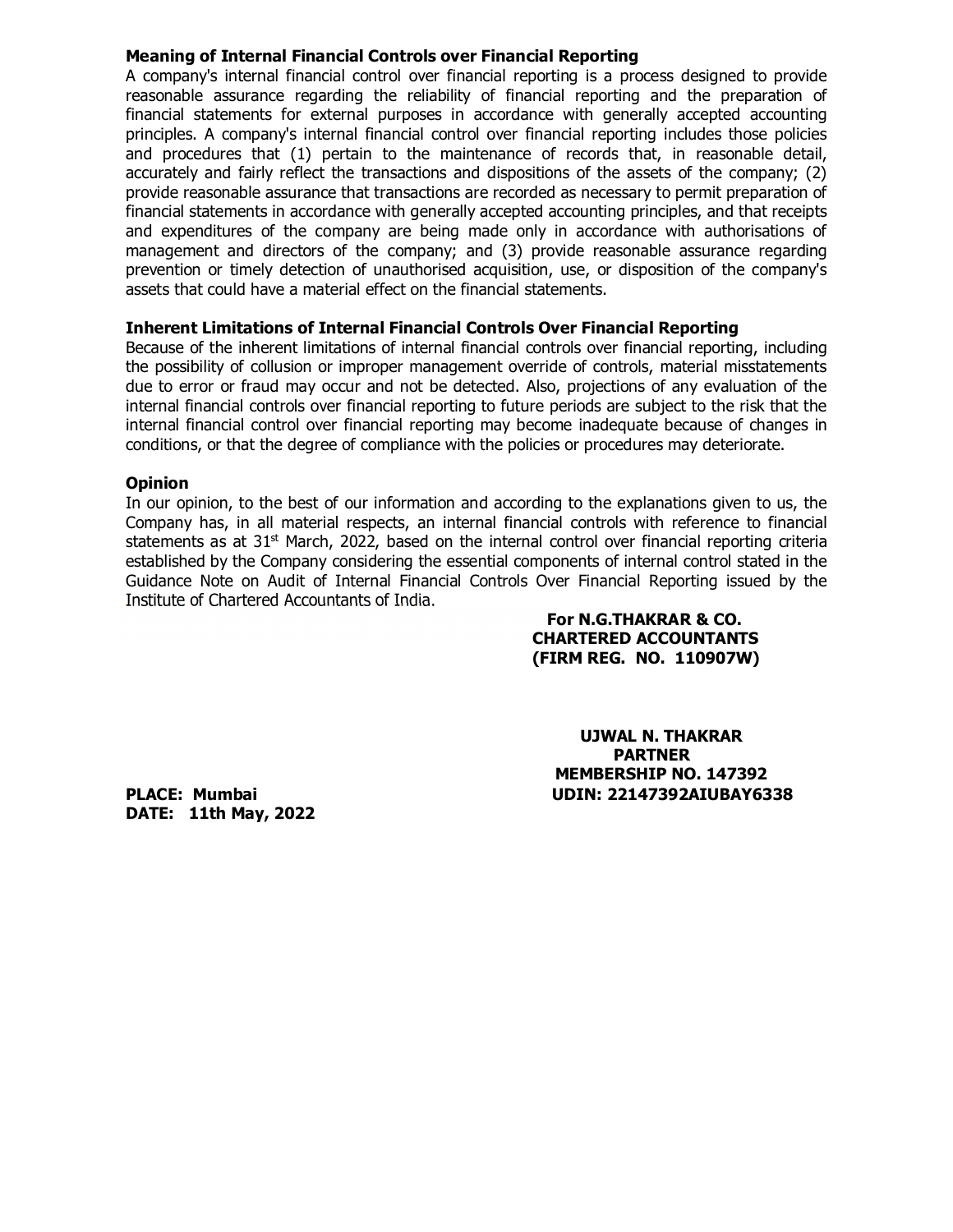**Meaning of Internal Financial Controls over Financial Reporting**

A company's internal financial control over financial reporting is a process designed to provide reasonable assurance regarding the reliability of financial reporting and the preparation of financial statements for external purposes in accordance with generally accepted accounting principles. A company's internal financial control over financial reporting includes those policies and procedures that (1) pertain to the maintenance of records that, in reasonable detail, accurately and fairly reflect the transactions and dispositions of the assets of the company; (2) provide reasonable assurance that transactions are recorded as necessary to permit preparation of financial statements in accordance with generally accepted accounting principles, and that receipts and expenditures of the company are being made only in accordance with authorisations of management and directors of the company; and (3) provide reasonable assurance regarding prevention or timely detection of unauthorised acquisition, use, or disposition of the company's assets that could have a material effect on the financial statements.

**Inherent Limitations of Internal Financial Controls Over Financial Reporting**

Because of the inherent limitations of internal financial controls over financial reporting, including the possibility of collusion or improper management override of controls, material misstatements due to error or fraud may occur and not be detected. Also, projections of any evaluation of the internal financial controls over financial reporting to future periods are subject to the risk that the internal financial control over financial reporting may become inadequate because of changes in conditions, or that the degree of compliance with the policies or procedures may deteriorate.

**Opinion**

In our opinion, to the best of our information and according to the explanations given to us, the Company has, in all material respects, an internal financial controls with reference to financial statements as at 31st March, 2022, based on the internal control over financial reporting criteria established by the Company considering the essential components of internal control stated in the Guidance Note on Audit of Internal Financial Controls Over Financial Reporting issued by the Institute of Chartered Accountants of India.

**For N.G.THAKRAR & CO.**
**CHARTERED ACCOUNTANTS**
**(FIRM REG. NO. 110907W)**

**UJWAL N. THAKRAR**
**PARTNER**
**MEMBERSHIP NO. 147392**
**UDIN: 22147392AIUBAY6338**

**PLACE: Mumbai**
**DATE: 11th May, 2022**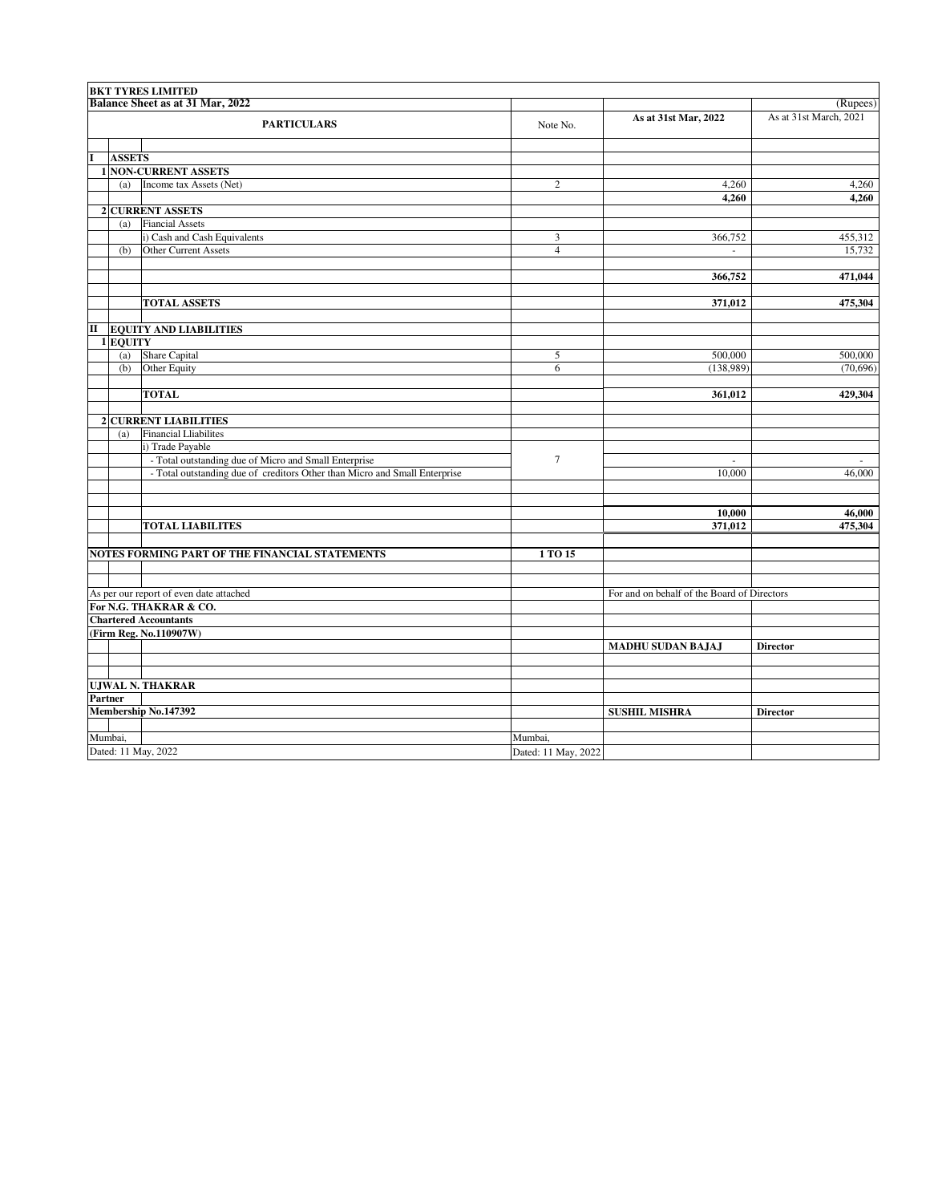**BKT TYRES LIMITED**

**Balance Sheet as at 31 Mar, 2022**

(Rupees)

| | | PARTICULARS | Note No. | As at 31st Mar, 2022 | As at 31st March, 2021 |
|---|---|---|---|---|---|
| **I** | **ASSETS** | | | | |
| **1** | **NON-CURRENT ASSETS** | | | | |
| | (a) | Income tax Assets (Net) | 2 | 4,260 | 4,260 |
| | | | | **4,260** | **4,260** |
| **2** | **CURRENT ASSETS** | | | | |
| | (a) | Fiancial Assets | | | |
| | | i) Cash and Cash Equivalents | 3 | 366,752 | 455,312 |
| | (b) | Other Current Assets | 4 | - | 15,732 |
| | | | | **366,752** | **471,044** |
| | | **TOTAL ASSETS** | | **371,012** | **475,304** |
| **II** | **EQUITY AND LIABILITIES** | | | | |
| **1** | **EQUITY** | | | | |
| | (a) | Share Capital | 5 | 500,000 | 500,000 |
| | (b) | Other Equity | 6 | (138,989) | (70,696) |
| | | **TOTAL** | | **361,012** | **429,304** |
| **2** | **CURRENT LIABILITIES** | | | | |
| | (a) | Financial Lliabilites | | | |
| | | i) Trade Payable | | | |
| | | - Total outstanding due of Micro and Small Enterprise | 7 | - | - |
| | | - Total outstanding due of creditors Other than Micro and Small Enterprise | | 10,000 | 46,000 |
| | | | | **10,000** | **46,000** |
| | | **TOTAL LIABILITES** | | **371,012** | **475,304** |
| **NOTES FORMING PART OF THE FINANCIAL STATEMENTS** | | | **1 TO 15** | | |

As per our report of even date attached

**For N.G. THAKRAR & CO.**
**Chartered Accountants**
**(Firm Reg. No.110907W)**

**UJWAL N. THAKRAR**
**Partner**
**Membership No.147392**

Mumbai,
Dated: 11 May, 2022

For and on behalf of the Board of Directors

**MADHU SUDAN BAJAJ** — **Director**

**SUSHIL MISHRA** — **Director**

Mumbai,
Dated: 11 May, 2022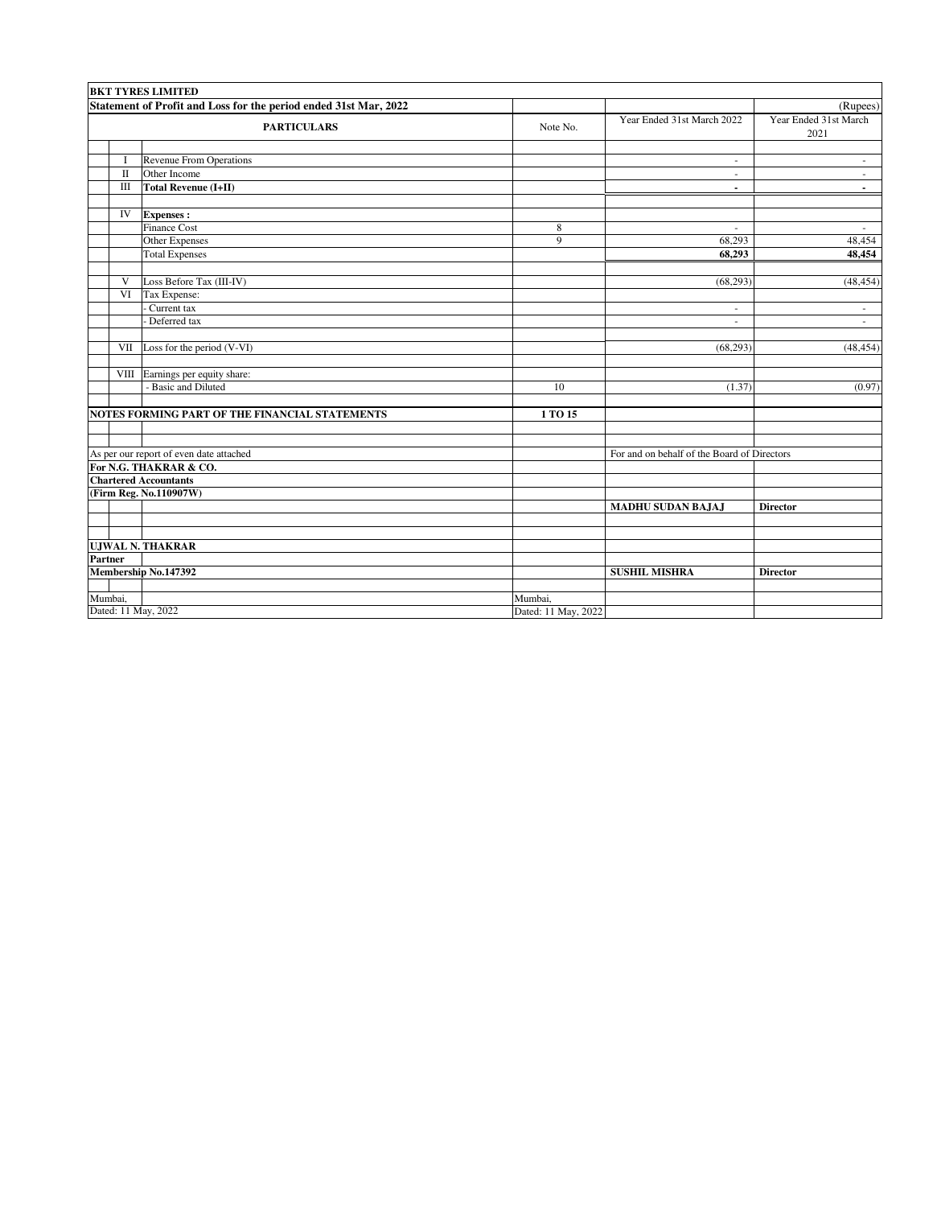**BKT TYRES LIMITED**

**Statement of Profit and Loss for the period ended 31st Mar, 2022**

(Rupees)

| | **PARTICULARS** | Note No. | Year Ended 31st March 2022 | Year Ended 31st March 2021 |
|---|---|---|---|---|
| I | Revenue From Operations | | - | - |
| II | Other Income | | - | - |
| III | **Total Revenue (I+II)** | | **-** | **-** |
| | | | | |
| IV | **Expenses :** | | | |
| | Finance Cost | 8 | - | - |
| | Other Expenses | 9 | 68,293 | 48,454 |
| | Total Expenses | | **68,293** | **48,454** |
| | | | | |
| V | Loss Before Tax (III-IV) | | (68,293) | (48,454) |
| VI | Tax Expense: | | | |
| | - Current tax | | - | - |
| | - Deferred tax | | - | - |
| | | | | |
| VII | Loss for the period (V-VI) | | (68,293) | (48,454) |
| | | | | |
| VIII | Earnings per equity share: | | | |
| | - Basic and Diluted | 10 | (1.37) | (0.97) |
| | | | | |
| | **NOTES FORMING PART OF THE FINANCIAL STATEMENTS** | **1 TO 15** | | |

As per our report of even date attached
**For N.G. THAKRAR & CO.**
**Chartered Accountants**
**(Firm Reg. No.110907W)**

**UJWAL N. THAKRAR**
**Partner**
**Membership No.147392**

Mumbai,
Dated: 11 May, 2022

For and on behalf of the Board of Directors

**MADHU SUDAN BAJAJ** **Director**

**SUSHIL MISHRA** **Director**

Mumbai,
Dated: 11 May, 2022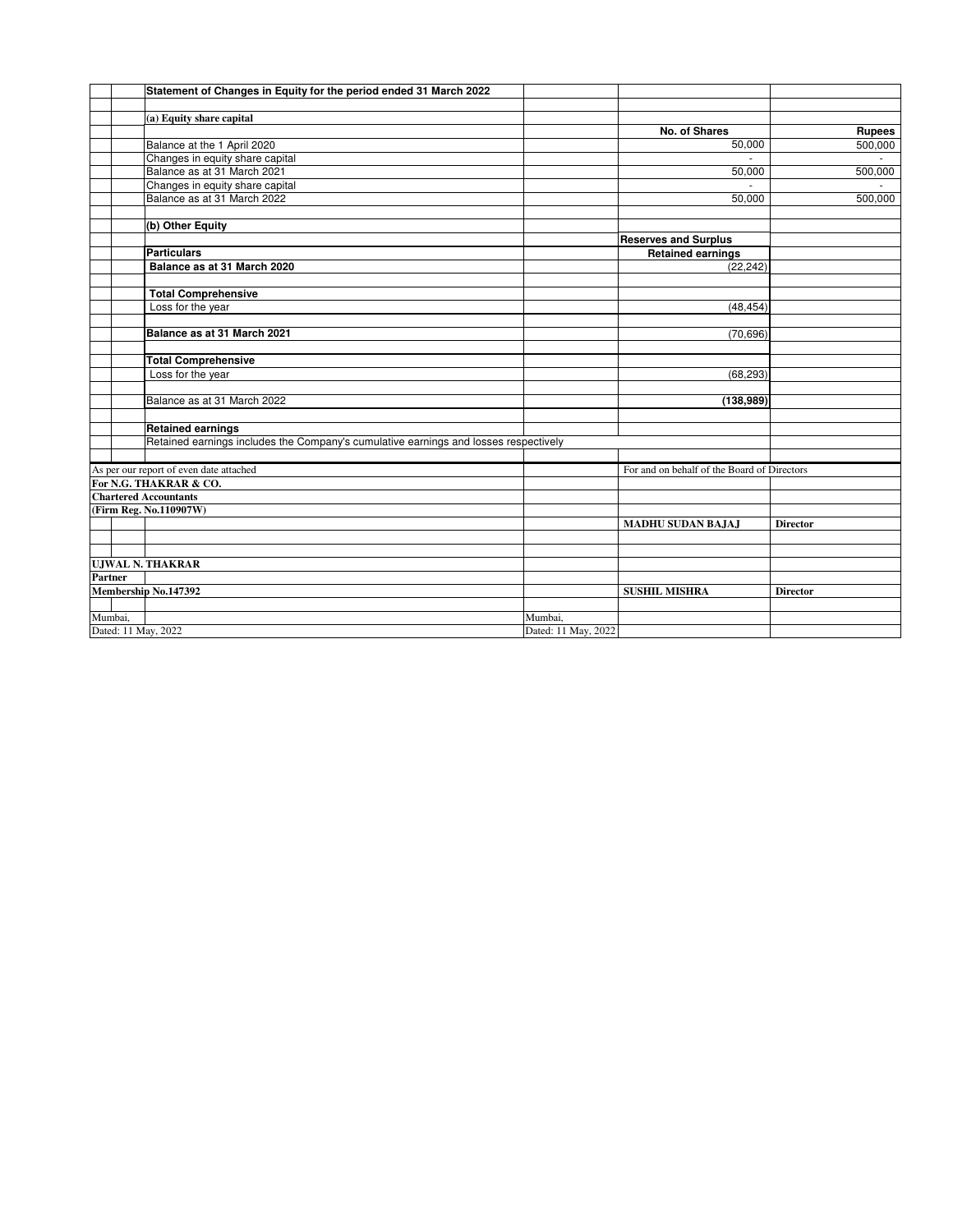## Statement of Changes in Equity for the period ended 31 March 2022

### (a) Equity share capital

| | No. of Shares | Rupees |
|---|---|---|
| Balance at the 1 April 2020 | 50,000 | 500,000 |
| Changes in equity share capital | - | - |
| Balance as at 31 March 2021 | 50,000 | 500,000 |
| Changes in equity share capital | - | - |
| Balance as at 31 March 2022 | 50,000 | 500,000 |

### (b) Other Equity

| | Reserves and Surplus |
|---|---|
| **Particulars** | **Retained earnings** |
| **Balance as at 31 March 2020** | (22,242) |
| **Total Comprehensive** | |
| Loss for the year | (48,454) |
| **Balance as at 31 March 2021** | (70,696) |
| **Total Comprehensive** | |
| Loss for the year | (68,293) |
| Balance as at 31 March 2022 | **(138,989)** |

**Retained earnings**

Retained earnings includes the Company's cumulative earnings and losses respectively

As per our report of even date attached

**For N.G. THAKRAR & CO.**
**Chartered Accountants**
**(Firm Reg. No.110907W)**

**UJWAL N. THAKRAR**
**Partner**
**Membership No.147392**

Mumbai,
Dated: 11 May, 2022

For and on behalf of the Board of Directors

**MADHU SUDAN BAJAJ** **Director**

**SUSHIL MISHRA** **Director**

Mumbai,
Dated: 11 May, 2022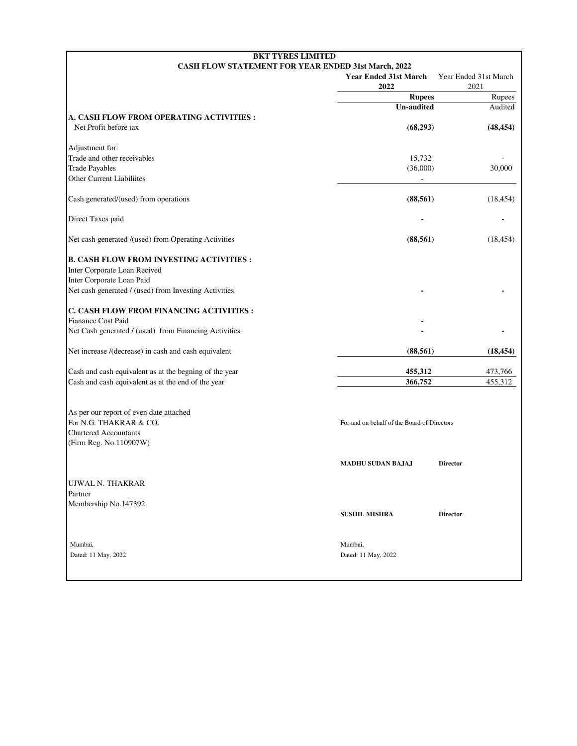**BKT TYRES LIMITED**

**CASH FLOW STATEMENT FOR YEAR ENDED 31st March, 2022**

| | Year Ended 31st March 2022 | Year Ended 31st March 2021 |
|---|---|---|
| | **Rupees** | Rupees |
| | **Un-audited** | Audited |
| **A. CASH FLOW FROM OPERATING ACTIVITIES :** | | |
| Net Profit before tax | **(68,293)** | **(48,454)** |
| Adjustment for: | | |
| Trade and other receivables | 15,732 | - |
| Trade Payables | (36,000) | 30,000 |
| Other Current Liabiliites | - | |
| Cash generated/(used) from operations | **(88,561)** | (18,454) |
| Direct Taxes paid | **-** | **-** |
| Net cash generated /(used) from Operating Activities | **(88,561)** | (18,454) |
| **B. CASH FLOW FROM INVESTING ACTIVITIES :** | | |
| Inter Corporate Loan Recived | | |
| Inter Corporate Loan Paid | | |
| Net cash generated / (used) from Investing Activities | **-** | **-** |
| **C. CASH FLOW FROM FINANCING ACTIVITIES :** | | |
| Fianance Cost Paid | - | |
| Net Cash generated / (used) from Financing Activities | **-** | **-** |
| Net increase /(decrease) in cash and cash equivalent | **(88,561)** | **(18,454)** |
| Cash and cash equivalent as at the begning of the year | **455,312** | 473,766 |
| Cash and cash equivalent as at the end of the year | **366,752** | 455,312 |

As per our report of even date attached
For N.G. THAKRAR & CO.
Chartered Accountants
(Firm Reg. No.110907W)

UJWAL N. THAKRAR
Partner
Membership No.147392

Mumbai,
Dated: 11 May, 2022

For and on behalf of the Board of Directors

**MADHU SUDAN BAJAJ** **Director**

**SUSHIL MISHRA** **Director**

Mumbai,
Dated: 11 May, 2022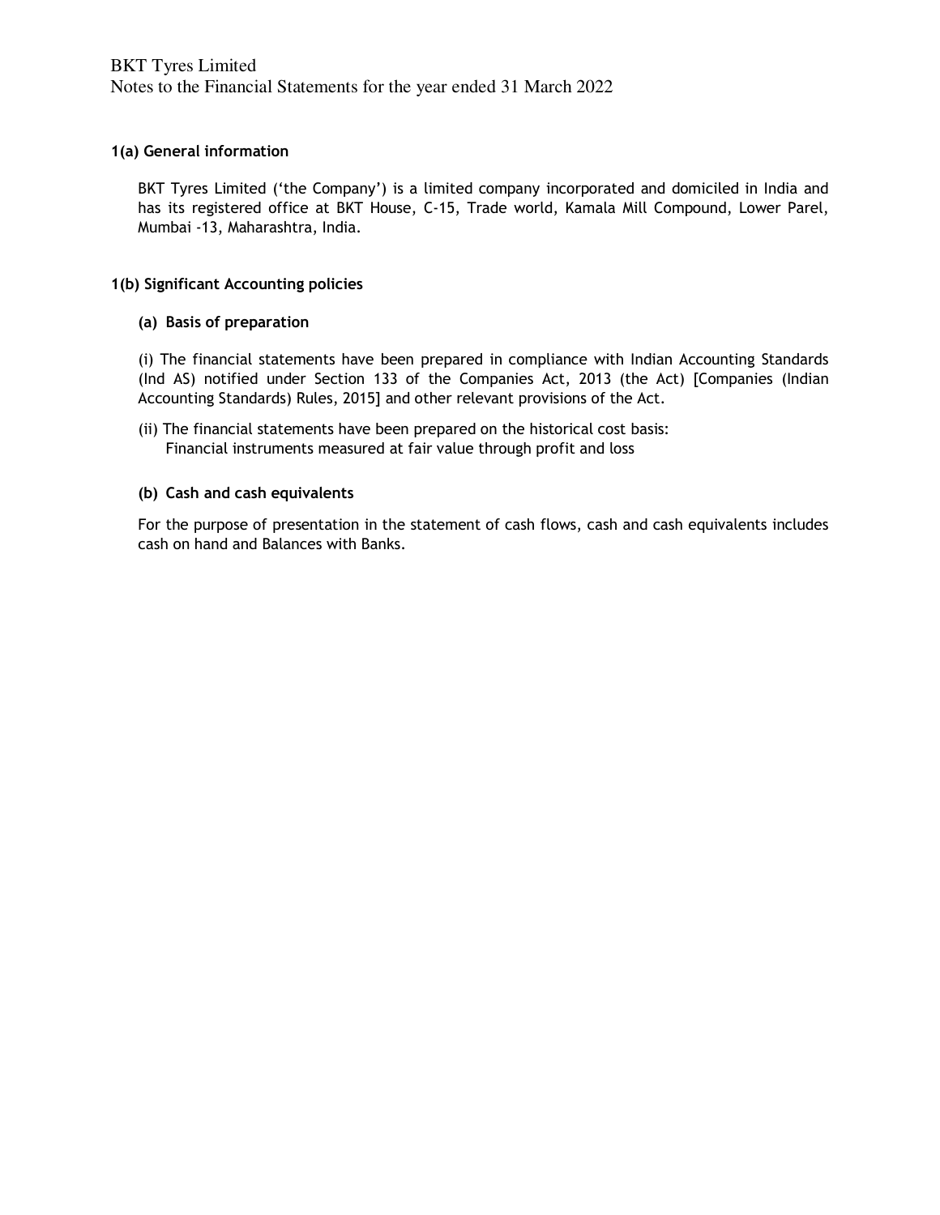BKT Tyres Limited

Notes to the Financial Statements for the year ended 31 March 2022

## 1(a) General information

BKT Tyres Limited ('the Company') is a limited company incorporated and domiciled in India and has its registered office at BKT House, C-15, Trade world, Kamala Mill Compound, Lower Parel, Mumbai -13, Maharashtra, India.

## 1(b) Significant Accounting policies

### (a) Basis of preparation

(i) The financial statements have been prepared in compliance with Indian Accounting Standards (Ind AS) notified under Section 133 of the Companies Act, 2013 (the Act) [Companies (Indian Accounting Standards) Rules, 2015] and other relevant provisions of the Act.

(ii) The financial statements have been prepared on the historical cost basis:
Financial instruments measured at fair value through profit and loss

### (b) Cash and cash equivalents

For the purpose of presentation in the statement of cash flows, cash and cash equivalents includes cash on hand and Balances with Banks.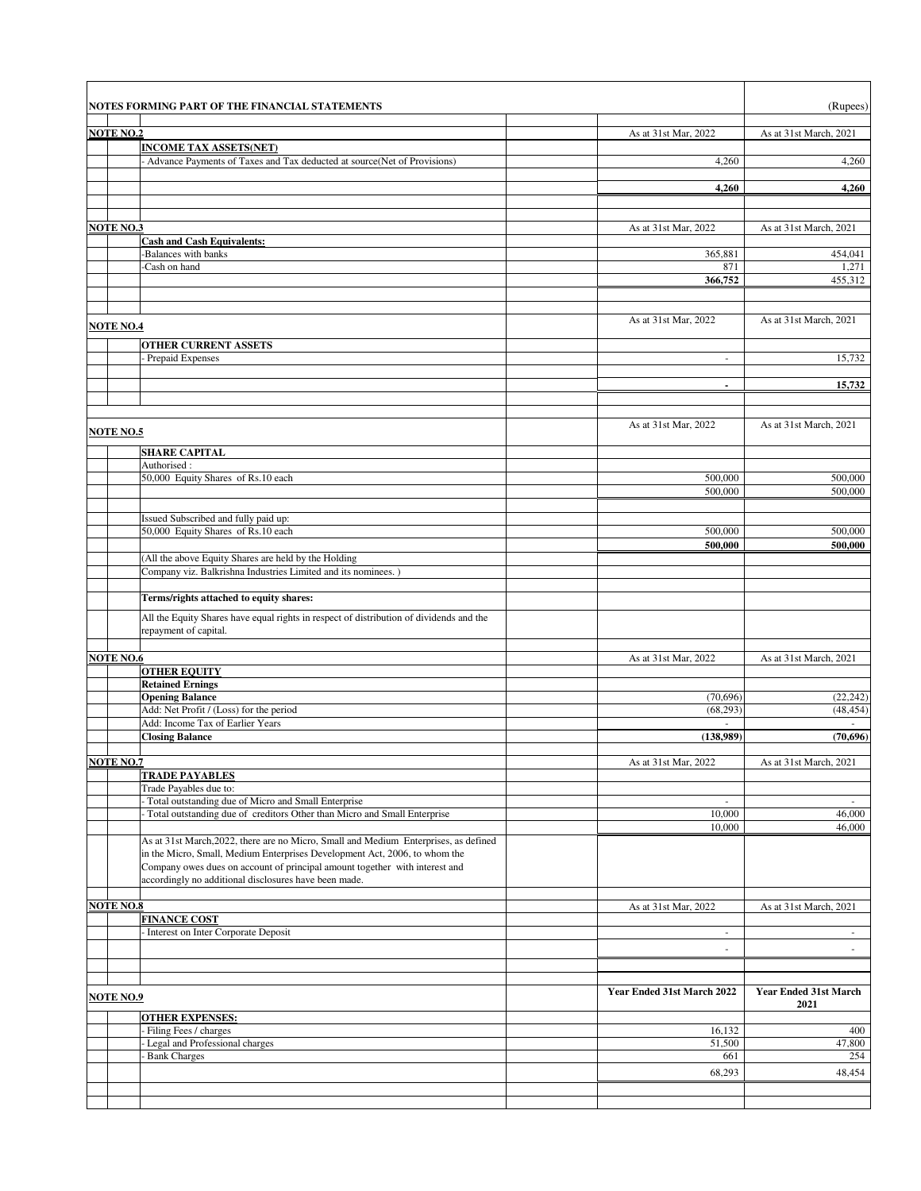**NOTES FORMING PART OF THE FINANCIAL STATEMENTS** (Rupees)

| | As at 31st Mar, 2022 | As at 31st March, 2021 |
|---|---|---|
| **NOTE NO.2** | | |
| **INCOME TAX ASSETS(NET)** | | |
| - Advance Payments of Taxes and Tax deducted at source(Net of Provisions) | 4,260 | 4,260 |
| | **4,260** | **4,260** |

| | As at 31st Mar, 2022 | As at 31st March, 2021 |
|---|---|---|
| **NOTE NO.3** | | |
| **Cash and Cash Equivalents:** | | |
| -Balances with banks | 365,881 | 454,041 |
| -Cash on hand | 871 | 1,271 |
| | **366,752** | 455,312 |

| | As at 31st Mar, 2022 | As at 31st March, 2021 |
|---|---|---|
| **NOTE NO.4** | | |
| **OTHER CURRENT ASSETS** | | |
| - Prepaid Expenses | - | 15,732 |
| | **-** | **15,732** |

| | As at 31st Mar, 2022 | As at 31st March, 2021 |
|---|---|---|
| **NOTE NO.5** | | |
| **SHARE CAPITAL** | | |
| Authorised : | | |
| 50,000 Equity Shares of Rs.10 each | 500,000 | 500,000 |
| | 500,000 | 500,000 |
| Issued Subscribed and fully paid up: | | |
| 50,000 Equity Shares of Rs.10 each | 500,000 | 500,000 |
| | **500,000** | **500,000** |
| (All the above Equity Shares are held by the Holding Company viz. Balkrishna Industries Limited and its nominees. ) | | |
| **Terms/rights attached to equity shares:** | | |
| All the Equity Shares have equal rights in respect of distribution of dividends and the repayment of capital. | | |

| | As at 31st Mar, 2022 | As at 31st March, 2021 |
|---|---|---|
| **NOTE NO.6** | | |
| **OTHER EQUITY** | | |
| **Retained Ernings** | | |
| **Opening Balance** | (70,696) | (22,242) |
| Add: Net Profit / (Loss) for the period | (68,293) | (48,454) |
| Add: Income Tax of Earlier Years | - | - |
| **Closing Balance** | **(138,989)** | **(70,696)** |

| | As at 31st Mar, 2022 | As at 31st March, 2021 |
|---|---|---|
| **NOTE NO.7** | | |
| **TRADE PAYABLES** | | |
| Trade Payables due to: | | |
| - Total outstanding due of Micro and Small Enterprise | - | - |
| - Total outstanding due of creditors Other than Micro and Small Enterprise | 10,000 | 46,000 |
| | 10,000 | 46,000 |
| As at 31st March,2022, there are no Micro, Small and Medium Enterprises, as defined in the Micro, Small, Medium Enterprises Development Act, 2006, to whom the Company owes dues on account of principal amount together with interest and accordingly no additional disclosures have been made. | | |

| | As at 31st Mar, 2022 | As at 31st March, 2021 |
|---|---|---|
| **NOTE NO.8** | | |
| **FINANCE COST** | | |
| - Interest on Inter Corporate Deposit | - | - |
| | - | - |

| | Year Ended 31st March 2022 | Year Ended 31st March 2021 |
|---|---|---|
| **NOTE NO.9** | | |
| **OTHER EXPENSES:** | | |
| - Filing Fees / charges | 16,132 | 400 |
| - Legal and Professional charges | 51,500 | 47,800 |
| - Bank Charges | 661 | 254 |
| | 68,293 | 48,454 |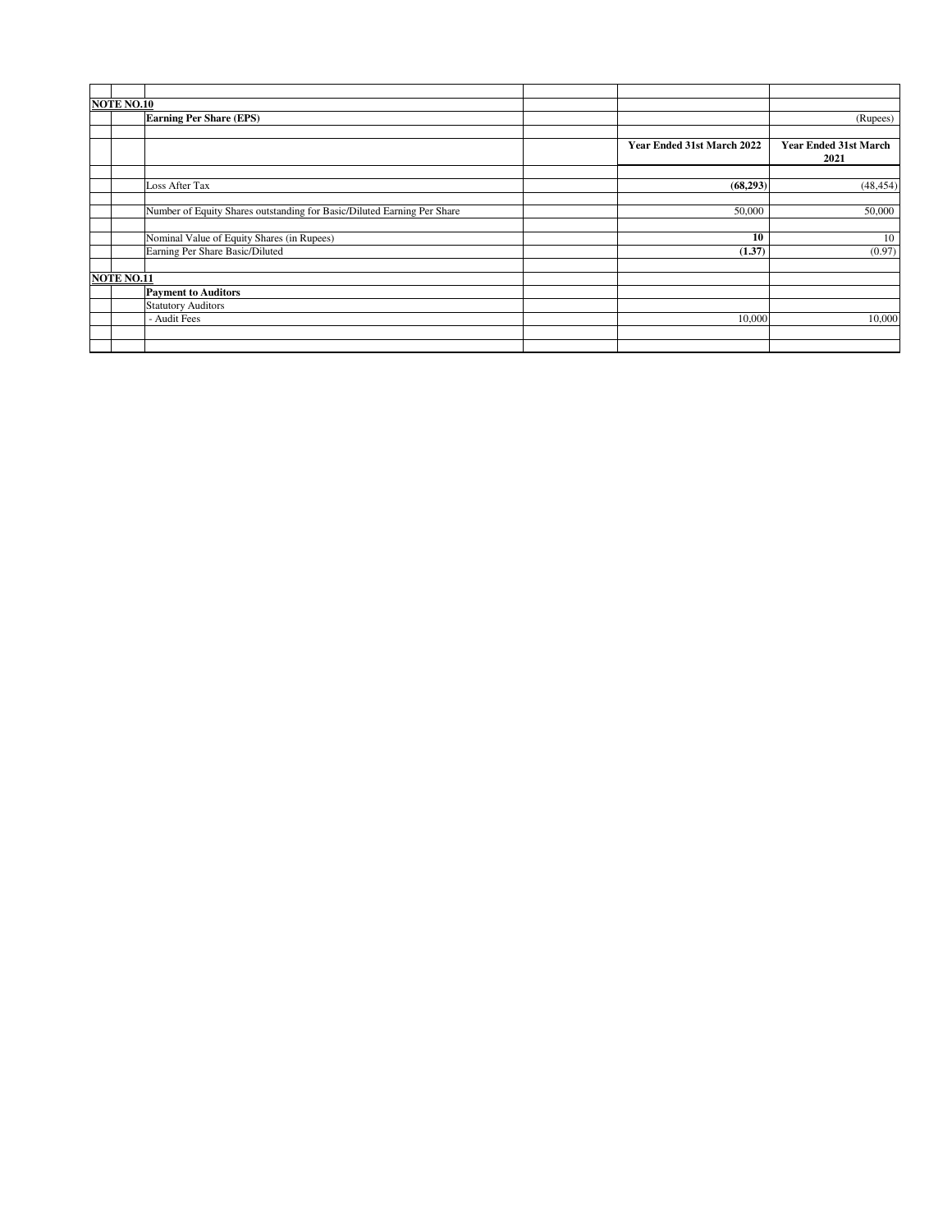**NOTE NO.10**

**Earning Per Share (EPS)**

(Rupees)

| | Year Ended 31st March 2022 | Year Ended 31st March 2021 |
|---|---|---|
| Loss After Tax | **(68,293)** | (48,454) |
| Number of Equity Shares outstanding for Basic/Diluted Earning Per Share | 50,000 | 50,000 |
| Nominal Value of Equity Shares (in Rupees) | **10** | 10 |
| Earning Per Share Basic/Diluted | **(1.37)** | (0.97) |

**NOTE NO.11**

**Payment to Auditors**

| | | |
|---|---|---|
| Statutory Auditors | | |
| - Audit Fees | 10,000 | 10,000 |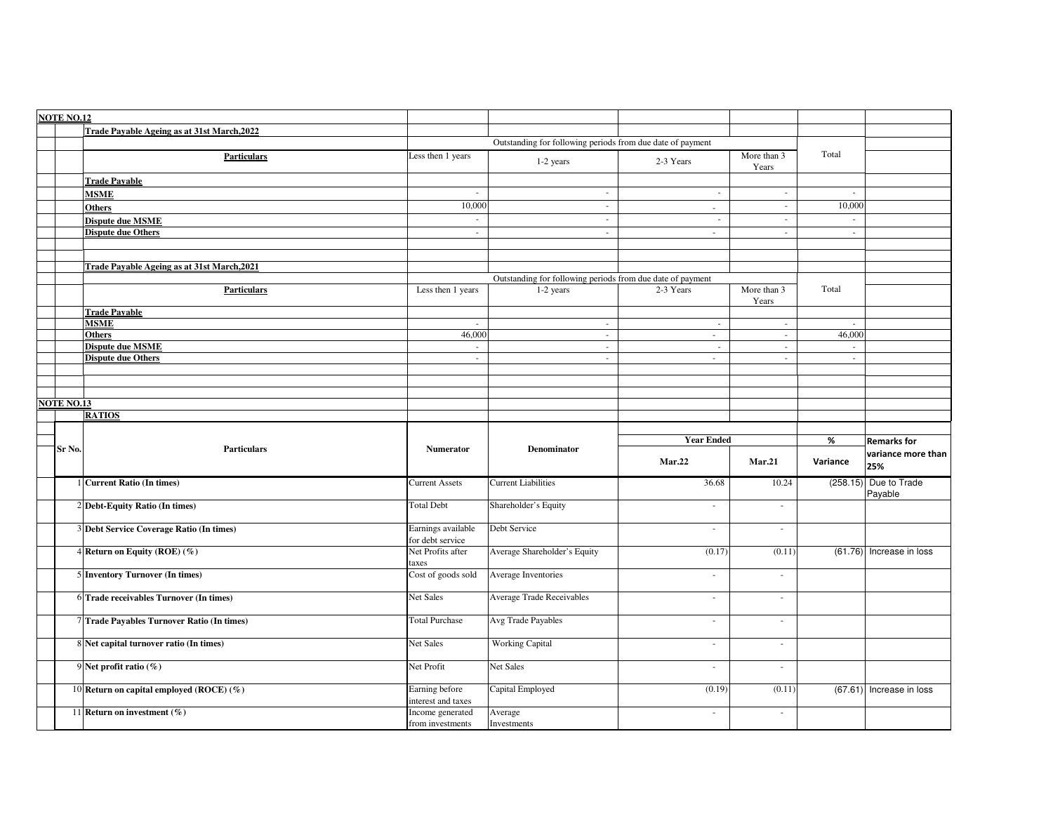**NOTE NO.12**

**Trade Payable Ageing as at 31st March,2022**

| Particulars | Outstanding for following periods from due date of payment | | | | Total |
|---|---|---|---|---|---|
| | Less then 1 years | 1-2 years | 2-3 Years | More than 3 Years | |
| **Trade Payable** | | | | | |
| **MSME** | - | - | - | - | - |
| **Others** | 10,000 | - | - | - | 10,000 |
| **Dispute due MSME** | - | - | - | - | - |
| **Dispute due Others** | - | - | - | - | - |

**Trade Payable Ageing as at 31st March,2021**

| Particulars | Outstanding for following periods from due date of payment | | | | Total |
|---|---|---|---|---|---|
| | Less then 1 years | 1-2 years | 2-3 Years | More than 3 Years | |
| **Trade Payable** | | | | | |
| **MSME** | - | - | - | - | - |
| **Others** | 46,000 | - | - | - | 46,000 |
| **Dispute due MSME** | - | - | - | - | - |
| **Dispute due Others** | - | - | - | - | - |

**NOTE NO.13**

**RATIOS**

| Sr No. | Particulars | Numerator | Denominator | Year Ended | | % | Remarks for variance more than 25% |
|---|---|---|---|---|---|---|---|
| | | | | Mar.22 | Mar.21 | Variance | |
| 1 | **Current Ratio (In times)** | Current Assets | Current Liabilities | 36.68 | 10.24 | (258.15) | Due to Trade Payable |
| 2 | **Debt-Equity Ratio (In times)** | Total Debt | Shareholder's Equity | - | - | | |
| 3 | **Debt Service Coverage Ratio (In times)** | Earnings available for debt service | Debt Service | - | - | | |
| 4 | **Return on Equity (ROE) (%)** | Net Profits after taxes | Average Shareholder's Equity | (0.17) | (0.11) | (61.76) | Increase in loss |
| 5 | **Inventory Turnover (In times)** | Cost of goods sold | Average Inventories | - | - | | |
| 6 | **Trade receivables Turnover (In times)** | Net Sales | Average Trade Receivables | - | - | | |
| 7 | **Trade Payables Turnover Ratio (In times)** | Total Purchase | Avg Trade Payables | - | - | | |
| 8 | **Net capital turnover ratio (In times)** | Net Sales | Working Capital | - | - | | |
| 9 | **Net profit ratio (%)** | Net Profit | Net Sales | - | - | | |
| 10 | **Return on capital employed (ROCE) (%)** | Earning before interest and taxes | Capital Employed | (0.19) | (0.11) | (67.61) | Increase in loss |
| 11 | **Return on investment (%)** | Income generated from investments | Average Investments | - | - | | |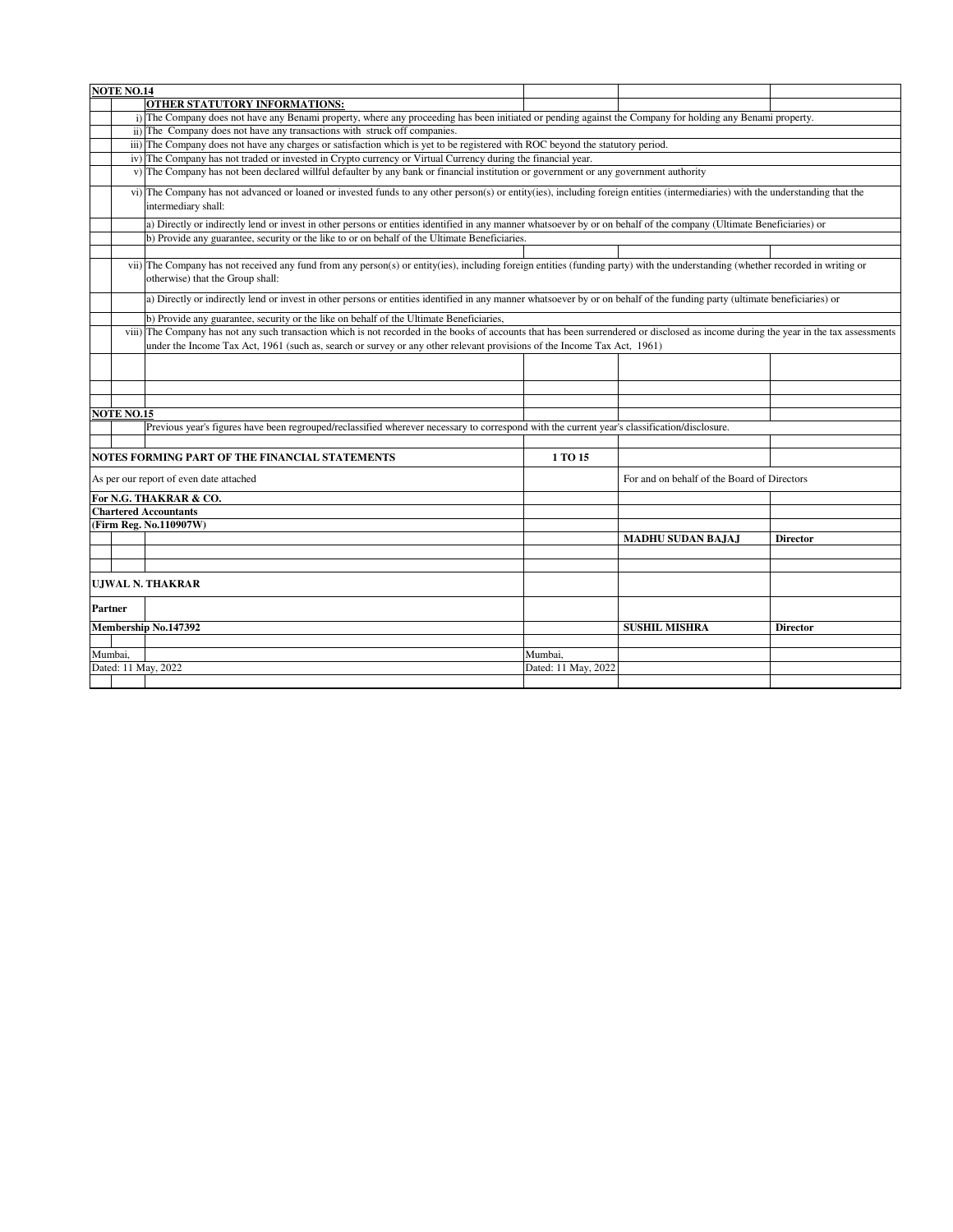**NOTE NO.14**

**OTHER STATUTORY INFORMATIONS:**

i) The Company does not have any Benami property, where any proceeding has been initiated or pending against the Company for holding any Benami property.

ii) The Company does not have any transactions with struck off companies.

iii) The Company does not have any charges or satisfaction which is yet to be registered with ROC beyond the statutory period.

iv) The Company has not traded or invested in Crypto currency or Virtual Currency during the financial year.

v) The Company has not been declared willful defaulter by any bank or financial institution or government or any government authority

vi) The Company has not advanced or loaned or invested funds to any other person(s) or entity(ies), including foreign entities (intermediaries) with the understanding that the intermediary shall:

a) Directly or indirectly lend or invest in other persons or entities identified in any manner whatsoever by or on behalf of the company (Ultimate Beneficiaries) or

b) Provide any guarantee, security or the like to or on behalf of the Ultimate Beneficiaries.

vii) The Company has not received any fund from any person(s) or entity(ies), including foreign entities (funding party) with the understanding (whether recorded in writing or otherwise) that the Group shall:

a) Directly or indirectly lend or invest in other persons or entities identified in any manner whatsoever by or on behalf of the funding party (ultimate beneficiaries) or

b) Provide any guarantee, security or the like on behalf of the Ultimate Beneficiaries,

viii) The Company has not any such transaction which is not recorded in the books of accounts that has been surrendered or disclosed as income during the year in the tax assessments under the Income Tax Act, 1961 (such as, search or survey or any other relevant provisions of the Income Tax Act, 1961)

**NOTE NO.15**

Previous year's figures have been regrouped/reclassified wherever necessary to correspond with the current year's classification/disclosure.

| | | | |
|---|---|---|---|
| **NOTES FORMING PART OF THE FINANCIAL STATEMENTS** | **1 TO 15** | | |
| As per our report of even date attached | | For and on behalf of the Board of Directors | |
| **For N.G. THAKRAR & CO.** | | | |
| **Chartered Accountants** | | | |
| **(Firm Reg. No.110907W)** | | | |
| | | **MADHU SUDAN BAJAJ** | **Director** |
| **UJWAL N. THAKRAR** | | | |
| **Partner** | | | |
| **Membership No.147392** | | **SUSHIL MISHRA** | **Director** |
| Mumbai, | Mumbai, | | |
| Dated: 11 May, 2022 | Dated: 11 May, 2022 | | |